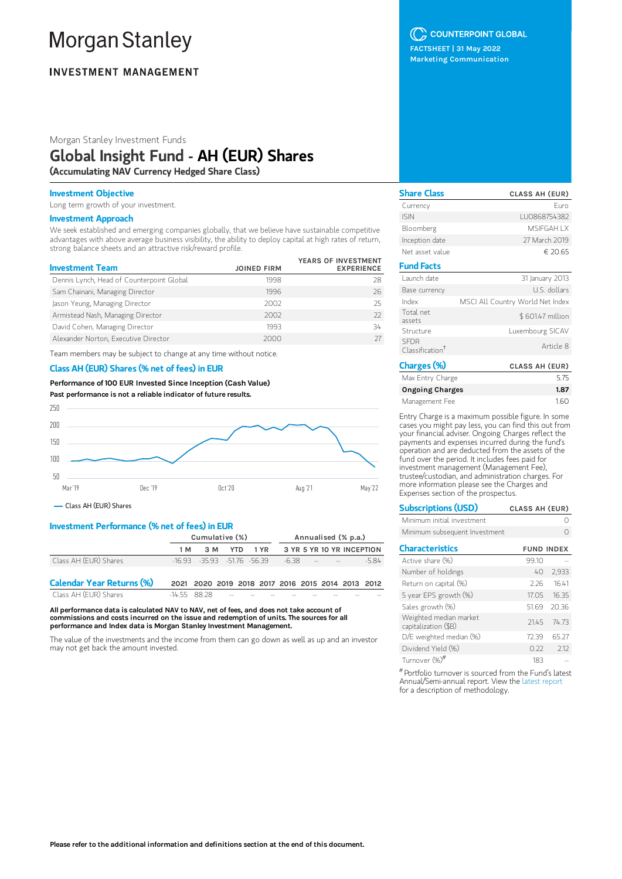# Morgan Stanley

**INVESTMENT MANAGEMENT**

COUNTERPOINT GLOBAL

FACTSHEET | 31 May 2022

Marketing Communication

Morgan Stanley Investment Funds

# Global Insight Fund - AH (EUR) Shares

**(Accumulating NAV Currency Hedged Share Class)**

## Investment Objective

Long term growth of your investment.

## Investment Approach

We seek established and emerging companies globally, that we believe have sustainable competitive advantages with above average business visibility, the ability to deploy capital at high rates of return, strong balance sheets and an attractive risk/reward profile.

| Investment Team | JOINED FIRM | YEARS OF INVESTMENT EXPERIENCE |
|---|---|---|
| Dennis Lynch, Head of Counterpoint Global | 1998 | 28 |
| Sam Chainani, Managing Director | 1996 | 26 |
| Jason Yeung, Managing Director | 2002 | 25 |
| Armistead Nash, Managing Director | 2002 | 22 |
| David Cohen, Managing Director | 1993 | 34 |
| Alexander Norton, Executive Director | 2000 | 27 |

Team members may be subject to change at any time without notice.

## Class AH (EUR) Shares (% net of fees) in EUR

**Performance of 100 EUR Invested Since Inception (Cash Value)**

**Past performance is not a reliable indicator of future results.**

— Class AH (EUR) Shares

## Investment Performance (% net of fees) in EUR

| | Cumulative (%) | | | | Annualised (% p.a.) | | | |
|---|---|---|---|---|---|---|---|---|
| | 1 M | 3 M | YTD | 1 YR | 3 YR | 5 YR | 10 YR | INCEPTION |
| Class AH (EUR) Shares | -16.93 | -35.93 | -51.76 | -56.39 | -6.38 | -- | -- | -5.84 |

## Calendar Year Returns (%)

| | 2021 | 2020 | 2019 | 2018 | 2017 | 2016 | 2015 | 2014 | 2013 | 2012 |
|---|---|---|---|---|---|---|---|---|---|---|
| Class AH (EUR) Shares | -14.55 | 88.28 | -- | -- | -- | -- | -- | -- | -- | -- |

**All performance data is calculated NAV to NAV, net of fees, and does not take account of commissions and costs incurred on the issue and redemption of units. The sources for all performance and Index data is Morgan Stanley Investment Management.**

The value of the investments and the income from them can go down as well as up and an investor may not get back the amount invested.

## Share Class

| | CLASS AH (EUR) |
|---|---|
| Currency | Euro |
| ISIN | LU0868754382 |
| Bloomberg | MSIFGAH LX |
| Inception date | 27 March 2019 |
| Net asset value | € 20.65 |

## Fund Facts

| | |
|---|---|
| Launch date | 31 January 2013 |
| Base currency | U.S. dollars |
| Index | MSCI All Country World Net Index |
| Total net assets | $ 601.47 million |
| Structure | Luxembourg SICAV |
| SFDR Classification† | Article 8 |

## Charges (%)

| | CLASS AH (EUR) |
|---|---|
| Max Entry Charge | 5.75 |
| **Ongoing Charges** | **1.87** |
| Management Fee | 1.60 |

Entry Charge is a maximum possible figure. In some cases you might pay less, you can find this out from your financial adviser. Ongoing Charges reflect the payments and expenses incurred during the fund's operation and are deducted from the assets of the fund over the period. It includes fees paid for investment management (Management Fee), trustee/custodian, and administration charges. For more information please see the Charges and Expenses section of the prospectus.

## Subscriptions (USD)

| | CLASS AH (EUR) |
|---|---|
| Minimum initial investment | 0 |
| Minimum subsequent Investment | 0 |

## Characteristics

| | FUND | INDEX |
|---|---|---|
| Active share (%) | 99.10 | -- |
| Number of holdings | 40 | 2,933 |
| Return on capital (%) | 2.26 | 16.41 |
| 5 year EPS growth (%) | 17.05 | 16.35 |
| Sales growth (%) | 51.69 | 20.36 |
| Weighted median market capitalization ($B) | 21.45 | 74.73 |
| D/E weighted median (%) | 72.39 | 65.27 |
| Dividend Yield (%) | 0.22 | 2.12 |
| Turnover (%)# | 183 | -- |

# Portfolio turnover is sourced from the Fund's latest Annual/Semi-annual report. View the latest report for a description of methodology.

**Please refer to the additional information and definitions section at the end of this document.**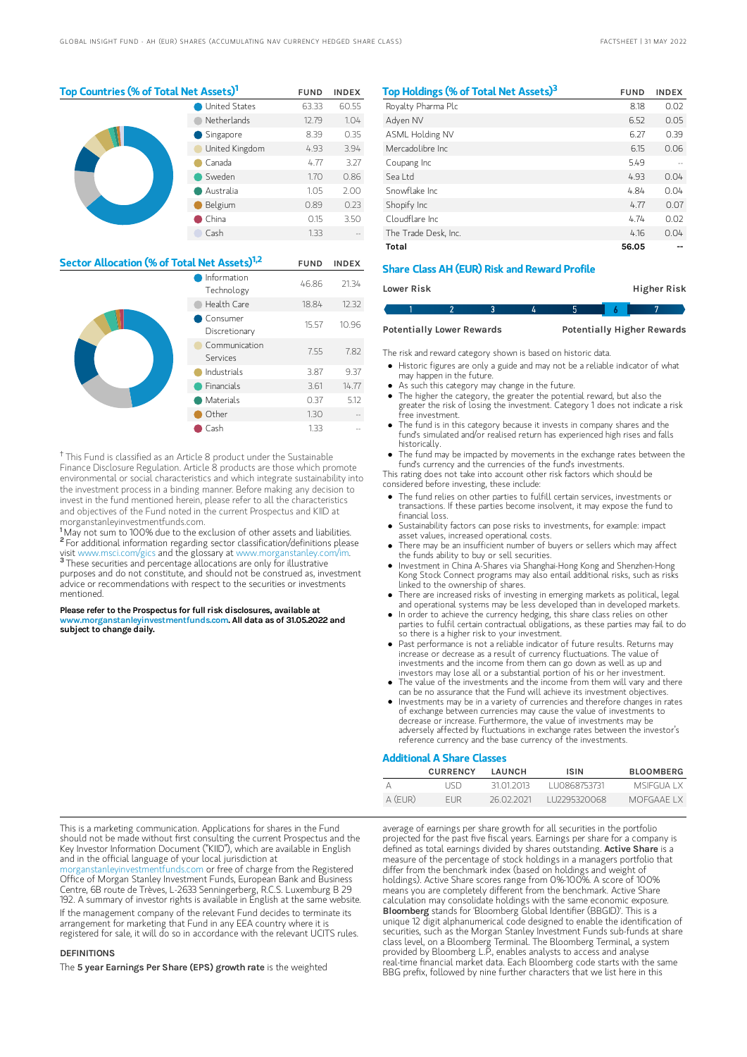## Top Countries (% of Total Net Assets)[1]

| | FUND | INDEX |
|---|---|---|
| United States | 63.33 | 60.55 |
| Netherlands | 12.79 | 1.04 |
| Singapore | 8.39 | 0.35 |
| United Kingdom | 4.93 | 3.94 |
| Canada | 4.77 | 3.27 |
| Sweden | 1.70 | 0.86 |
| Australia | 1.05 | 2.00 |
| Belgium | 0.89 | 0.23 |
| China | 0.15 | 3.50 |
| Cash | 1.33 | -- |

## Sector Allocation (% of Total Net Assets)[1,2]

| | FUND | INDEX |
|---|---|---|
| Information Technology | 46.86 | 21.34 |
| Health Care | 18.84 | 12.32 |
| Consumer Discretionary | 15.57 | 10.96 |
| Communication Services | 7.55 | 7.82 |
| Industrials | 3.87 | 9.37 |
| Financials | 3.61 | 14.77 |
| Materials | 0.37 | 5.12 |
| Other | 1.30 | -- |
| Cash | 1.33 | -- |

† This Fund is classified as an Article 8 product under the Sustainable Finance Disclosure Regulation. Article 8 products are those which promote environmental or social characteristics and which integrate sustainability into the investment process in a binding manner. Before making any decision to invest in the fund mentioned herein, please refer to all the characteristics and objectives of the Fund noted in the current Prospectus and KIID at morganstanleyinvestmentfunds.com.

[1] May not sum to 100% due to the exclusion of other assets and liabilities.
[2] For additional information regarding sector classification/definitions please visit www.msci.com/gics and the glossary at www.morganstanley.com/im.
[3] These securities and percentage allocations are only for illustrative purposes and do not constitute, and should not be construed as, investment advice or recommendations with respect to the securities or investments mentioned.

**Please refer to the Prospectus for full risk disclosures, available at www.morganstanleyinvestmentfunds.com. All data as of 31.05.2022 and subject to change daily.**

## Top Holdings (% of Total Net Assets)[3]

| | FUND | INDEX |
|---|---|---|
| Royalty Pharma Plc | 8.18 | 0.02 |
| Adyen NV | 6.52 | 0.05 |
| ASML Holding NV | 6.27 | 0.39 |
| Mercadolibre Inc | 6.15 | 0.06 |
| Coupang Inc | 5.49 | -- |
| Sea Ltd | 4.93 | 0.04 |
| Snowflake Inc | 4.84 | 0.04 |
| Shopify Inc | 4.77 | 0.07 |
| Cloudflare Inc | 4.74 | 0.02 |
| The Trade Desk, Inc. | 4.16 | 0.04 |
| **Total** | **56.05** | **--** |

## Share Class AH (EUR) Risk and Reward Profile

| Lower Risk | | | | | | Higher Risk |
|---|---|---|---|---|---|---|
| 1 | 2 | 3 | 4 | 5 | **6** | 7 |
| Potentially Lower Rewards | | | | | | Potentially Higher Rewards |

The risk and reward category shown is based on historic data.

- Historic figures are only a guide and may not be a reliable indicator of what may happen in the future.
- As such this category may change in the future.
- The higher the category, the greater the potential reward, but also the greater the risk of losing the investment. Category 1 does not indicate a risk free investment.
- The fund is in this category because it invests in company shares and the fund's simulated and/or realised return has experienced high rises and falls historically.
- The fund may be impacted by movements in the exchange rates between the fund's currency and the currencies of the fund's investments.

This rating does not take into account other risk factors which should be considered before investing, these include:

- The fund relies on other parties to fulfill certain services, investments or transactions. If these parties become insolvent, it may expose the fund to financial loss.
- Sustainability factors can pose risks to investments, for example: impact asset values, increased operational costs.
- There may be an insufficient number of buyers or sellers which may affect the funds ability to buy or sell securities.
- Investment in China A-Shares via Shanghai-Hong Kong and Shenzhen-Hong Kong Stock Connect programs may also entail additional risks, such as risks linked to the ownership of shares.
- There are increased risks of investing in emerging markets as political, legal and operational systems may be less developed than in developed markets.
- In order to achieve the currency hedging, this share class relies on other parties to fulfil certain contractual obligations, as these parties may fail to do so there is a higher risk to your investment.
- Past performance is not a reliable indicator of future results. Returns may increase or decrease as a result of currency fluctuations. The value of investments and the income from them can go down as well as up and investors may lose all or a substantial portion of his or her investment.
- The value of the investments and the income from them will vary and there can be no assurance that the Fund will achieve its investment objectives.
- Investments may be in a variety of currencies and therefore changes in rates of exchange between currencies may cause the value of investments to decrease or increase. Furthermore, the value of investments may be adversely affected by fluctuations in exchange rates between the investor's reference currency and the base currency of the investments.

## Additional A Share Classes

| | CURRENCY | LAUNCH | ISIN | BLOOMBERG |
|---|---|---|---|---|
| A | USD | 31.01.2013 | LU0868753731 | MSIFGUA LX |
| A (EUR) | EUR | 26.02.2021 | LU2295320068 | MOFGAAE LX |

This is a marketing communication. Applications for shares in the Fund should not be made without first consulting the current Prospectus and the Key Investor Information Document ("KIID"), which are available in English and in the official language of your local jurisdiction at morganstanleyinvestmentfunds.com or free of charge from the Registered Office of Morgan Stanley Investment Funds, European Bank and Business Centre, 6B route de Trèves, L-2633 Senningerberg, R.C.S. Luxemburg B 29 192. A summary of investor rights is available in English at the same website.

If the management company of the relevant Fund decides to terminate its arrangement for marketing that Fund in any EEA country where it is registered for sale, it will do so in accordance with the relevant UCITS rules.

### DEFINITIONS

The **5 year Earnings Per Share (EPS) growth rate** is the weighted average of earnings per share growth for all securities in the portfolio projected for the past five fiscal years. Earnings per share for a company is defined as total earnings divided by shares outstanding. **Active Share** is a measure of the percentage of stock holdings in a managers portfolio that differ from the benchmark index (based on holdings and weight of holdings). Active Share scores range from 0%-100%. A score of 100% means you are completely different from the benchmark. Active Share calculation may consolidate holdings with the same economic exposure. **Bloomberg** stands for 'Bloomberg Global Identifier (BBGID)'. This is a unique 12 digit alphanumerical code designed to enable the identification of securities, such as the Morgan Stanley Investment Funds sub-funds at share class level, on a Bloomberg Terminal. The Bloomberg Terminal, a system provided by Bloomberg L.P., enables analysts to access and analyse real-time financial market data. Each Bloomberg code starts with the same BBG prefix, followed by nine further characters that we list here in this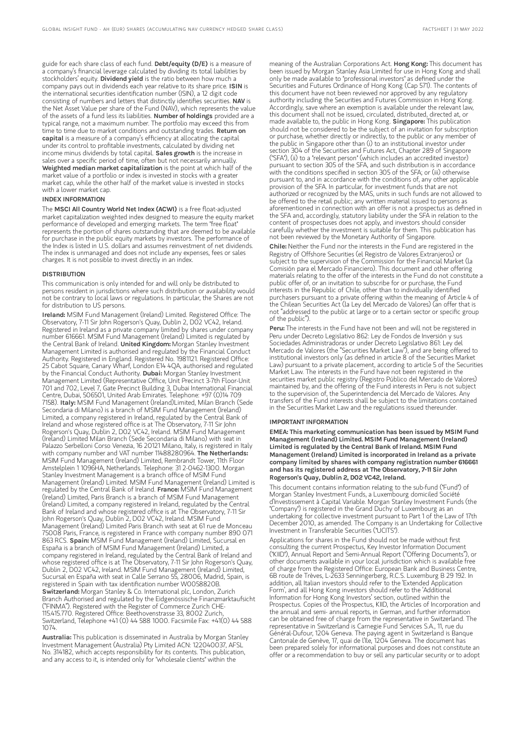guide for each share class of each fund. **Debt/equity (D/E)** is a measure of a company's financial leverage calculated by dividing its total liabilities by stockholders' equity. **Dividend yield** is the ratio between how much a company pays out in dividends each year relative to its share price. **ISIN** is the international securities identification number (ISIN), a 12 digit code consisting of numbers and letters that distinctly identifies securities. **NAV** is the Net Asset Value per share of the Fund (NAV), which represents the value of the assets of a fund less its liabilities. **Number of holdings** provided are a typical range, not a maximum number. The portfolio may exceed this from time to time due to market conditions and outstanding trades. **Return on capital** is a measure of a company's efficiency at allocating the capital under its control to profitable investments, calculated by dividing net income minus dividends by total capital. **Sales growth** is the increase in sales over a specific period of time, often but not necessarily annually. **Weighted median market capitalization** is the point at which half of the market value of a portfolio or index is invested in stocks with a greater market cap, while the other half of the market value is invested in stocks with a lower market cap.

### INDEX INFORMATION

The **MSCI All Country World Net Index (ACWI)** is a free float-adjusted market capitalization weighted index designed to measure the equity market performance of developed and emerging markets. The term "free float" represents the portion of shares outstanding that are deemed to be available for purchase in the public equity markets by investors. The performance of the Index is listed in U.S. dollars and assumes reinvestment of net dividends. The index is unmanaged and does not include any expenses, fees or sales charges. It is not possible to invest directly in an index.

### DISTRIBUTION

This communication is only intended for and will only be distributed to persons resident in jurisdictions where such distribution or availability would not be contrary to local laws or regulations. In particular, the Shares are not for distribution to US persons.

**Ireland:** MSIM Fund Management (Ireland) Limited. Registered Office: The Observatory, 7-11 Sir John Rogerson's Quay, Dublin 2, D02 VC42, Ireland. Registered in Ireland as a private company limited by shares under company number 616661. MSIM Fund Management (Ireland) Limited is regulated by the Central Bank of Ireland. **United Kingdom:** Morgan Stanley Investment Management Limited is authorised and regulated by the Financial Conduct Authority. Registered in England. Registered No. 1981121. Registered Office: 25 Cabot Square, Canary Wharf, London E14 4QA, authorised and regulated by the Financial Conduct Authority. **Dubai:** Morgan Stanley Investment Management Limited (Representative Office, Unit Precinct 3-7th Floor-Unit 701 and 702, Level 7, Gate Precinct Building 3, Dubai International Financial Centre, Dubai, 506501, United Arab Emirates. Telephone: +97 (0)14 709 7158). **Italy:** MSIM Fund Management (Ireland)Limited, Milan Branch (Sede Secondaria di Milano) is a branch of MSIM Fund Management (Ireland) Limited, a company registered in Ireland, regulated by the Central Bank of Ireland and whose registered office is at The Observatory, 7-11 Sir John Rogerson's Quay, Dublin 2, D02 VC42, Ireland. MSIM Fund Management (Ireland) Limited Milan Branch (Sede Secondaria di Milano) with seat in Palazzo Serbelloni Corso Venezia, 16 20121 Milano, Italy, is registered in Italy with company number and VAT number 11488280964. **The Netherlands:** MSIM Fund Management (Ireland) Limited, Rembrandt Tower, 11th Floor Amstelplein 1 1096HA, Netherlands. Telephone: 31 2-0462-1300. Morgan Stanley Investment Management is a branch office of MSIM Fund Management (Ireland) Limited. MSIM Fund Management (Ireland) Limited is regulated by the Central Bank of Ireland. **France:** MSIM Fund Management (Ireland) Limited, Paris Branch is a branch of MSIM Fund Management (Ireland) Limited, a company registered in Ireland, regulated by the Central Bank of Ireland and whose registered office is at The Observatory, 7-11 Sir John Rogerson's Quay, Dublin 2, D02 VC42, Ireland. MSIM Fund Management (Ireland) Limited Paris Branch with seat at 61 rue de Monceau 75008 Paris, France, is registered in France with company number 890 071 863 RCS. **Spain:** MSIM Fund Management (Ireland) Limited, Sucursal en España is a branch of MSIM Fund Management (Ireland) Limited, a company registered in Ireland, regulated by the Central Bank of Ireland and whose registered office is at The Observatory, 7-11 Sir John Rogerson's Quay, Dublin 2, D02 VC42, Ireland. MSIM Fund Management (Ireland) Limited, Sucursal en España with seat in Calle Serrano 55, 28006, Madrid, Spain, is registered in Spain with tax identification number W0058820B. **Switzerland:** Morgan Stanley & Co. International plc, London, Zurich Branch Authorised and regulated by the Eidgenössische Finanzmarktaufsicht ("FINMA"). Registered with the Register of Commerce Zurich CHE-115.415.770. Registered Office: Beethovenstrasse 33, 8002 Zurich, Switzerland, Telephone +41 (0) 44 588 1000. Facsimile Fax: +41(0) 44 588 1074.

**Australia:** This publication is disseminated in Australia by Morgan Stanley Investment Management (Australia) Pty Limited ACN: 122040037, AFSL No. 314182, which accepts responsibility for its contents. This publication, and any access to it, is intended only for "wholesale clients" within the meaning of the Australian Corporations Act. **Hong Kong:** This document has been issued by Morgan Stanley Asia Limited for use in Hong Kong and shall only be made available to "professional investors" as defined under the Securities and Futures Ordinance of Hong Kong (Cap 571). The contents of this document have not been reviewed nor approved by any regulatory authority including the Securities and Futures Commission in Hong Kong. Accordingly, save where an exemption is available under the relevant law, this document shall not be issued, circulated, distributed, directed at, or made available to, the public in Hong Kong. **Singapore:** This publication should not be considered to be the subject of an invitation for subscription or purchase, whether directly or indirectly, to the public or any member of the public in Singapore other than (i) to an institutional investor under section 304 of the Securities and Futures Act, Chapter 289 of Singapore ("SFA"), (ii) to a "relevant person" (which includes an accredited investor) pursuant to section 305 of the SFA, and such distribution is in accordance with the conditions specified in section 305 of the SFA; or (iii) otherwise pursuant to, and in accordance with the conditions of, any other applicable provision of the SFA. In particular, for investment funds that are not authorized or recognized by the MAS, units in such funds are not allowed to be offered to the retail public; any written material issued to persons as aforementioned in connection with an offer is not a prospectus as defined in the SFA and, accordingly, statutory liability under the SFA in relation to the content of prospectuses does not apply, and investors should consider carefully whether the investment is suitable for them. This publication has not been reviewed by the Monetary Authority of Singapore.

**Chile:** Neither the Fund nor the interests in the Fund are registered in the Registry of Offshore Securities (el Registro de Valores Extranjeros) or subject to the supervision of the Commission for the Financial Market (la Comisión para el Mercado Financiero). This document and other offering materials relating to the offer of the interests in the Fund do not constitute a public offer of, or an invitation to subscribe for or purchase, the Fund interests in the Republic of Chile, other than to individually identified purchasers pursuant to a private offering within the meaning of Article 4 of the Chilean Securities Act (la Ley del Mercado de Valores) (an offer that is not "addressed to the public at large or to a certain sector or specific group of the public").

**Peru:** The interests in the Fund have not been and will not be registered in Peru under Decreto Legislativo 862: Ley de Fondos de Inversión y sus Sociedades Administradoras or under Decreto Legislativo 861: Ley del Mercado de Valores (the "Securities Market Law"), and are being offered to institutional investors only (as defined in article 8 of the Securities Market Law) pursuant to a private placement, according to article 5 of the Securities Market Law. The interests in the Fund have not been registered in the securities market public registry (Registro Público del Mercado de Valores) maintained by, and the offering of the Fund interests in Peru is not subject to the supervision of, the Superintendencia del Mercado de Valores. Any transfers of the Fund interests shall be subject to the limitations contained in the Securities Market Law and the regulations issued thereunder.

### IMPORTANT INFORMATION

**EMEA: This marketing communication has been issued by MSIM Fund Management (Ireland) Limited. MSIM Fund Management (Ireland) Limited is regulated by the Central Bank of Ireland. MSIM Fund Management (Ireland) Limited is incorporated in Ireland as a private company limited by shares with company registration number 616661 and has its registered address at The Observatory, 7-11 Sir John Rogerson's Quay, Dublin 2, D02 VC42, Ireland.**

This document contains information relating to the sub-fund ("Fund") of Morgan Stanley Investment Funds, a Luxembourg domiciled Société d'Investissement à Capital Variable. Morgan Stanley Investment Funds (the "Company") is registered in the Grand Duchy of Luxembourg as an undertaking for collective investment pursuant to Part 1 of the Law of 17th December 2010, as amended. The Company is an Undertaking for Collective Investment in Transferable Securities ("UCITS").

Applications for shares in the Fund should not be made without first consulting the current Prospectus, Key Investor Information Document ("KIID"), Annual Report and Semi-Annual Report ("Offering Documents"), or other documents available in your local jurisdiction which is available free of charge from the Registered Office: European Bank and Business Centre, 6B route de Trèves, L-2633 Senningerberg, R.C.S. Luxemburg B 29 192. In addition, all Italian investors should refer to the 'Extended Application Form', and all Hong Kong investors should refer to the 'Additional Information for Hong Kong Investors' section, outlined within the Prospectus. Copies of the Prospectus, KIID, the Articles of Incorporation and the annual and semi- annual reports, in German, and further information can be obtained free of charge from the representative in Switzerland. The representative in Switzerland is Carnegie Fund Services S.A., 11, rue du Général-Dufour, 1204 Geneva. The paying agent in Switzerland is Banque Cantonale de Genève, 17, quai de l'Ile, 1204 Geneva. The document has been prepared solely for informational purposes and does not constitute an offer or a recommendation to buy or sell any particular security or to adopt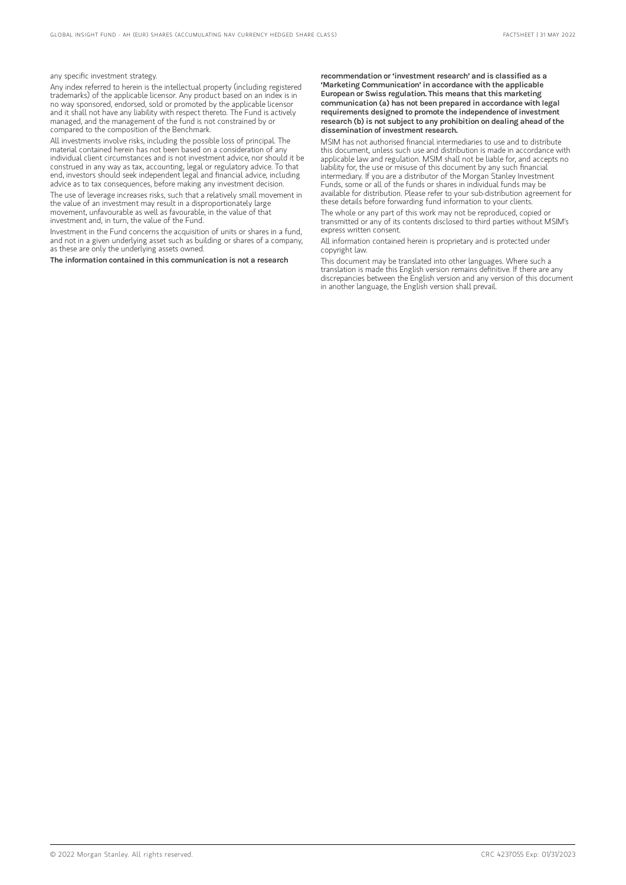any specific investment strategy.

Any index referred to herein is the intellectual property (including registered trademarks) of the applicable licensor. Any product based on an index is in no way sponsored, endorsed, sold or promoted by the applicable licensor and it shall not have any liability with respect thereto. The Fund is actively managed, and the management of the fund is not constrained by or compared to the composition of the Benchmark.

All investments involve risks, including the possible loss of principal. The material contained herein has not been based on a consideration of any individual client circumstances and is not investment advice, nor should it be construed in any way as tax, accounting, legal or regulatory advice. To that end, investors should seek independent legal and financial advice, including advice as to tax consequences, before making any investment decision.

The use of leverage increases risks, such that a relatively small movement in the value of an investment may result in a disproportionately large movement, unfavourable as well as favourable, in the value of that investment and, in turn, the value of the Fund.

Investment in the Fund concerns the acquisition of units or shares in a fund, and not in a given underlying asset such as building or shares of a company, as these are only the underlying assets owned.

**The information contained in this communication is not a research recommendation or 'investment research' and is classified as a 'Marketing Communication' in accordance with the applicable European or Swiss regulation. This means that this marketing communication (a) has not been prepared in accordance with legal requirements designed to promote the independence of investment research (b) is not subject to any prohibition on dealing ahead of the dissemination of investment research.**

MSIM has not authorised financial intermediaries to use and to distribute this document, unless such use and distribution is made in accordance with applicable law and regulation. MSIM shall not be liable for, and accepts no liability for, the use or misuse of this document by any such financial intermediary. If you are a distributor of the Morgan Stanley Investment Funds, some or all of the funds or shares in individual funds may be available for distribution. Please refer to your sub-distribution agreement for these details before forwarding fund information to your clients.

The whole or any part of this work may not be reproduced, copied or transmitted or any of its contents disclosed to third parties without MSIM's express written consent.

All information contained herein is proprietary and is protected under copyright law.

This document may be translated into other languages. Where such a translation is made this English version remains definitive. If there are any discrepancies between the English version and any version of this document in another language, the English version shall prevail.

© 2022 Morgan Stanley. All rights reserved.

CRC 4237055 Exp: 01/31/2023